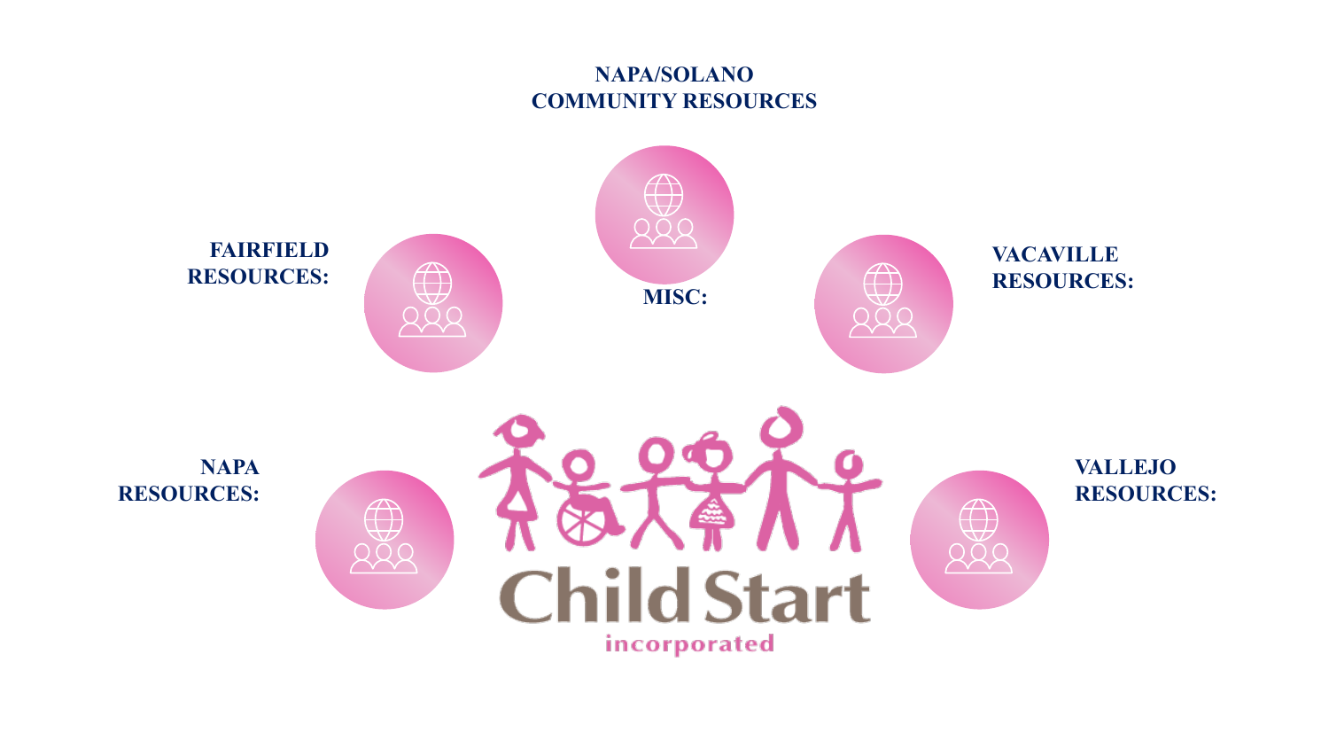# NAPA/SOLANO COMMUNITY RESOURCES

**FAIRFIELD RESOURCES:**

**MISC:**

**VACAVILLE RESOURCES:**

**NAPA RESOURCES:**

**VALLEJO RESOURCES:**

Child Start incorporated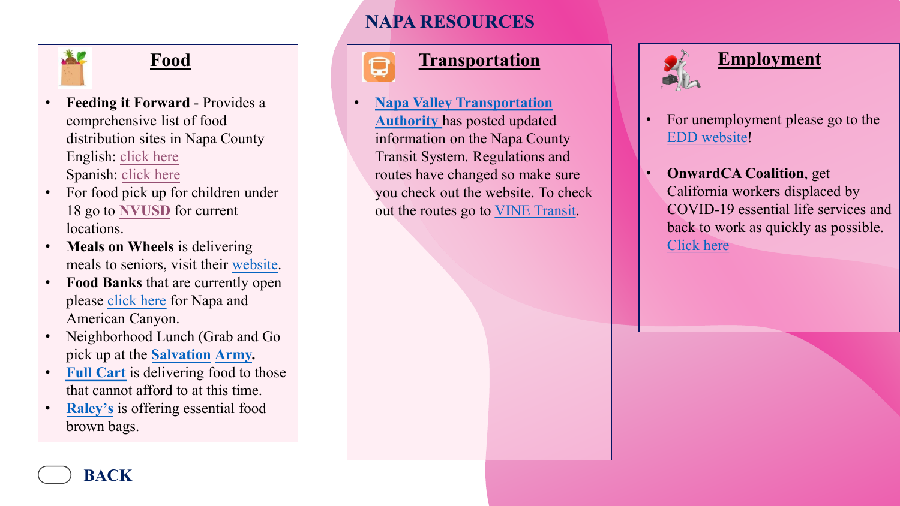# NAPA RESOURCES

## Food

- **Feeding it Forward** - Provides a comprehensive list of food distribution sites in Napa County
  English: click here
  Spanish: click here
- For food pick up for children under 18 go to **NVUSD** for current locations.
- **Meals on Wheels** is delivering meals to seniors, visit their website.
- **Food Banks** that are currently open please click here for Napa and American Canyon.
- Neighborhood Lunch (Grab and Go pick up at the **Salvation Army**.
- **Full Cart** is delivering food to those that cannot afford to at this time.
- **Raley's** is offering essential food brown bags.

## Transportation

- **Napa Valley Transportation Authority** has posted updated information on the Napa County Transit System. Regulations and routes have changed so make sure you check out the website. To check out the routes go to VINE Transit.

## Employment

- For unemployment please go to the EDD website!
- **OnwardCA Coalition**, get California workers displaced by COVID-19 essential life services and back to work as quickly as possible. Click here

BACK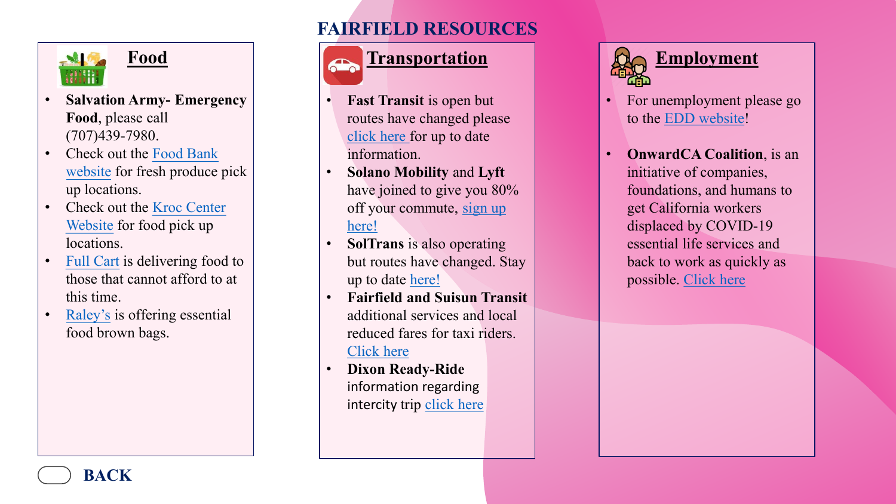# FAIRFIELD RESOURCES

## Food

- **Salvation Army- Emergency Food**, please call (707)439-7980.
- Check out the Food Bank website for fresh produce pick up locations.
- Check out the Kroc Center Website for food pick up locations.
- Full Cart is delivering food to those that cannot afford to at this time.
- Raley's is offering essential food brown bags.

## Transportation

- **Fast Transit** is open but routes have changed please click here for up to date information.
- **Solano Mobility** and **Lyft** have joined to give you 80% off your commute, sign up here!
- **SolTrans** is also operating but routes have changed. Stay up to date here!
- **Fairfield and Suisun Transit** additional services and local reduced fares for taxi riders. Click here
- **Dixon Ready-Ride** information regarding intercity trip click here

## Employment

- For unemployment please go to the EDD website!
- **OnwardCA Coalition**, is an initiative of companies, foundations, and humans to get California workers displaced by COVID-19 essential life services and back to work as quickly as possible. Click here

BACK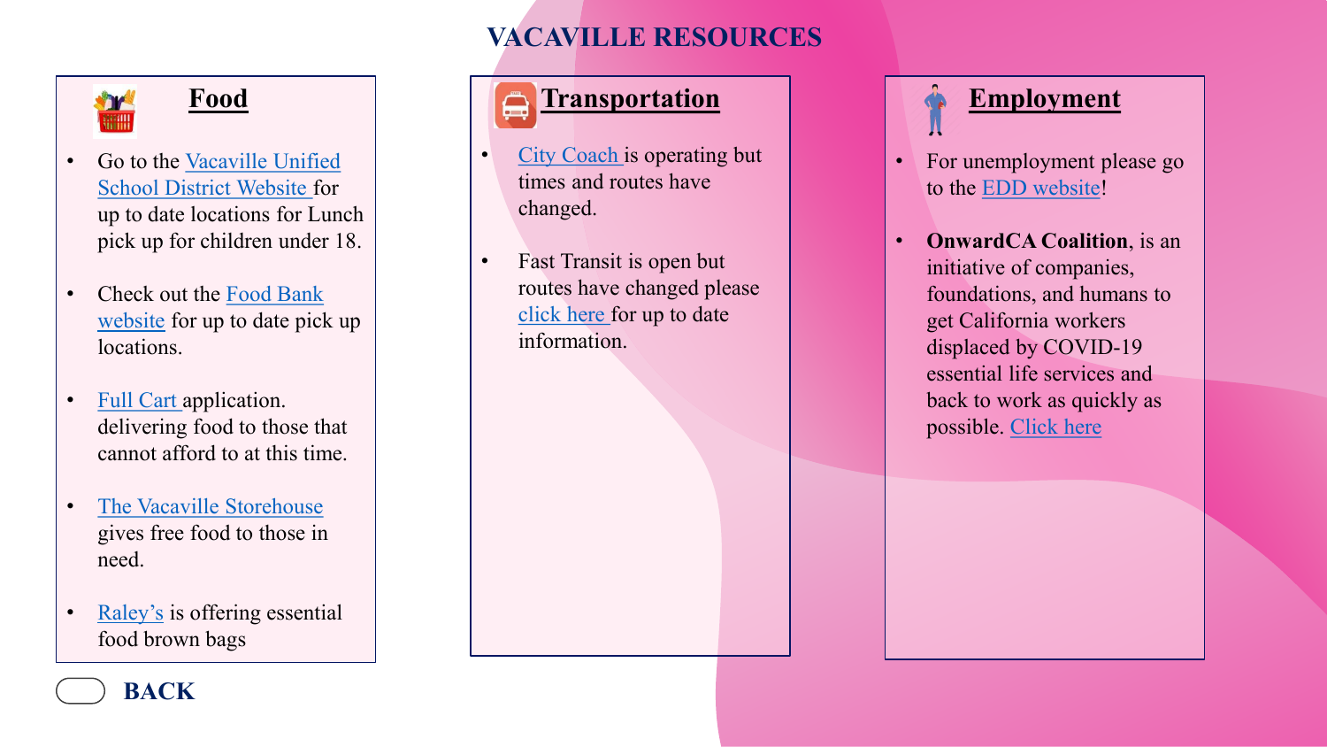# VACAVILLE RESOURCES

## Food

- Go to the Vacaville Unified School District Website for up to date locations for Lunch pick up for children under 18.
- Check out the Food Bank website for up to date pick up locations.
- Full Cart application. delivering food to those that cannot afford to at this time.
- The Vacaville Storehouse gives free food to those in need.
- Raley's is offering essential food brown bags

## Transportation

- City Coach is operating but times and routes have changed.
- Fast Transit is open but routes have changed please click here for up to date information.

## Employment

- For unemployment please go to the EDD website!
- **OnwardCA Coalition**, is an initiative of companies, foundations, and humans to get California workers displaced by COVID-19 essential life services and back to work as quickly as possible. Click here

BACK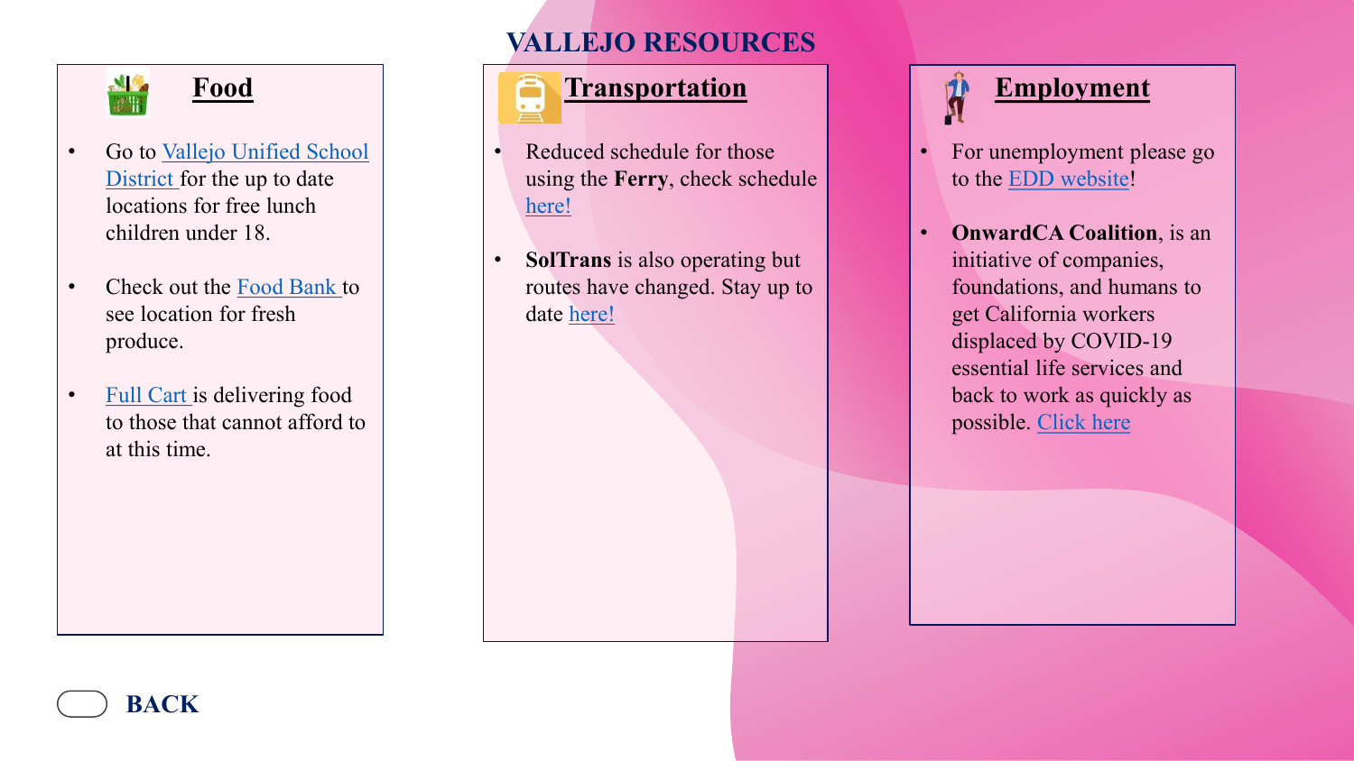# VALLEJO RESOURCES

## Food

- Go to Vallejo Unified School District for the up to date locations for free lunch children under 18.
- Check out the Food Bank to see location for fresh produce.
- Full Cart is delivering food to those that cannot afford to at this time.

## Transportation

- Reduced schedule for those using the **Ferry**, check schedule here!
- **SolTrans** is also operating but routes have changed. Stay up to date here!

## Employment

- For unemployment please go to the EDD website!
- **OnwardCA Coalition**, is an initiative of companies, foundations, and humans to get California workers displaced by COVID-19 essential life services and back to work as quickly as possible. Click here

BACK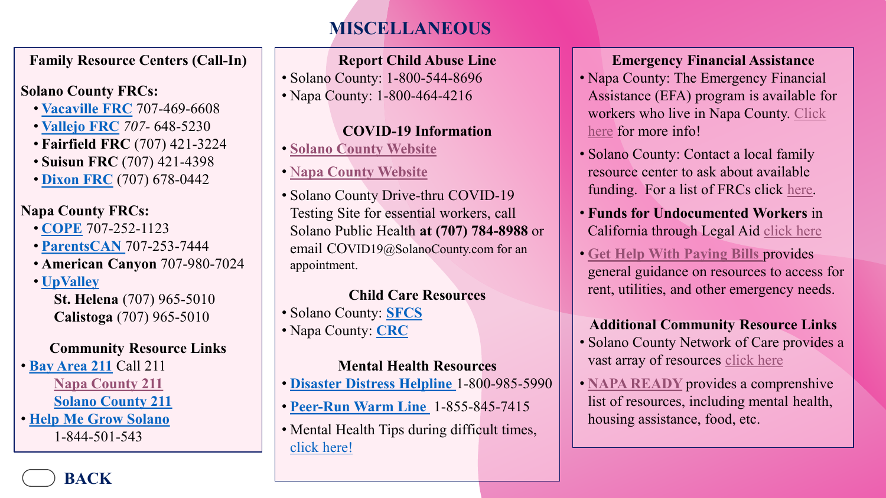# MISCELLANEOUS

### Family Resource Centers (Call-In)

**Solano County FRCs:**

- **Vacaville FRC** 707-469-6608
- **Vallejo FRC** *707*- 648-5230
- **Fairfield FRC** (707) 421-3224
- **Suisun FRC** (707) 421-4398
- **Dixon FRC** (707) 678-0442

**Napa County FRCs:**

- **COPE** 707-252-1123
- **ParentsCAN** 707-253-7444
- **American Canyon** 707-980-7024
- **UpValley**
  - **St. Helena** (707) 965-5010
  - **Calistoga** (707) 965-5010

### Community Resource Links

- **Bay Area 211** Call 211
  - **Napa County 211**
  - **Solano County 211**
- **Help Me Grow Solano**
  1-844-501-543

### Report Child Abuse Line

- Solano County: 1-800-544-8696
- Napa County: 1-800-464-4216

### COVID-19 Information

- **Solano County Website**
- **Napa County Website**
- Solano County Drive-thru COVID-19 Testing Site for essential workers, call Solano Public Health **at (707) 784-8988** or email COVID19@SolanoCounty.com for an appointment.

### Child Care Resources

- Solano County: **SFCS**
- Napa County: **CRC**

### Mental Health Resources

- **Disaster Distress Helpline** 1-800-985-5990
- **Peer-Run Warm Line** 1-855-845-7415
- Mental Health Tips during difficult times, click here!

### Emergency Financial Assistance

- Napa County: The Emergency Financial Assistance (EFA) program is available for workers who live in Napa County. Click here for more info!
- Solano County: Contact a local family resource center to ask about available funding. For a list of FRCs click here.
- **Funds for Undocumented Workers** in California through Legal Aid click here
- **Get Help With Paying Bills** provides general guidance on resources to access for rent, utilities, and other emergency needs.

### Additional Community Resource Links

- Solano County Network of Care provides a vast array of resources click here
- **NAPA READY** provides a comprenshive list of resources, including mental health, housing assistance, food, etc.

**BACK**